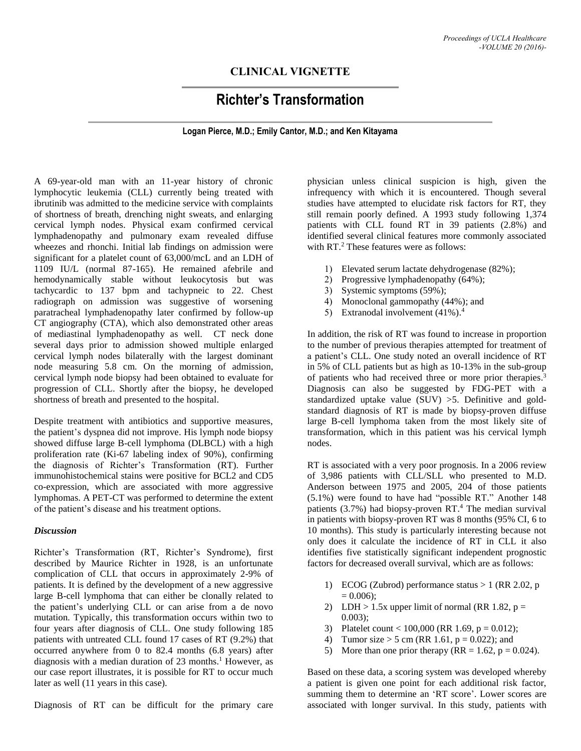## CLINICAL VIGNETTE

# Richter's Transformation

**Logan Pierce, M.D.; Emily Cantor, M.D.; and Ken Kitayama**

A 69-year-old man with an 11-year history of chronic lymphocytic leukemia (CLL) currently being treated with ibrutinib was admitted to the medicine service with complaints of shortness of breath, drenching night sweats, and enlarging cervical lymph nodes. Physical exam confirmed cervical lymphadenopathy and pulmonary exam revealed diffuse wheezes and rhonchi. Initial lab findings on admission were significant for a platelet count of 63,000/mcL and an LDH of 1109 IU/L (normal 87-165). He remained afebrile and hemodynamically stable without leukocytosis but was tachycardic to 137 bpm and tachypneic to 22. Chest radiograph on admission was suggestive of worsening paratracheal lymphadenopathy later confirmed by follow-up CT angiography (CTA), which also demonstrated other areas of mediastinal lymphadenopathy as well. CT neck done several days prior to admission showed multiple enlarged cervical lymph nodes bilaterally with the largest dominant node measuring 5.8 cm. On the morning of admission, cervical lymph node biopsy had been obtained to evaluate for progression of CLL. Shortly after the biopsy, he developed shortness of breath and presented to the hospital.

Despite treatment with antibiotics and supportive measures, the patient's dyspnea did not improve. His lymph node biopsy showed diffuse large B-cell lymphoma (DLBCL) with a high proliferation rate (Ki-67 labeling index of 90%), confirming the diagnosis of Richter's Transformation (RT). Further immunohistochemical stains were positive for BCL2 and CD5 co-expression, which are associated with more aggressive lymphomas. A PET-CT was performed to determine the extent of the patient's disease and his treatment options.

### *Discussion*

Richter's Transformation (RT, Richter's Syndrome), first described by Maurice Richter in 1928, is an unfortunate complication of CLL that occurs in approximately 2-9% of patients. It is defined by the development of a new aggressive large B-cell lymphoma that can either be clonally related to the patient's underlying CLL or can arise from a de novo mutation. Typically, this transformation occurs within two to four years after diagnosis of CLL. One study following 185 patients with untreated CLL found 17 cases of RT (9.2%) that occurred anywhere from 0 to 82.4 months (6.8 years) after diagnosis with a median duration of 23 months.[1] However, as our case report illustrates, it is possible for RT to occur much later as well (11 years in this case).

Diagnosis of RT can be difficult for the primary care physician unless clinical suspicion is high, given the infrequency with which it is encountered. Though several studies have attempted to elucidate risk factors for RT, they still remain poorly defined. A 1993 study following 1,374 patients with CLL found RT in 39 patients (2.8%) and identified several clinical features more commonly associated with RT.[2] These features were as follows:

1) Elevated serum lactate dehydrogenase (82%);
2) Progressive lymphadenopathy (64%);
3) Systemic symptoms (59%);
4) Monoclonal gammopathy (44%); and
5) Extranodal involvement (41%).[4]

In addition, the risk of RT was found to increase in proportion to the number of previous therapies attempted for treatment of a patient's CLL. One study noted an overall incidence of RT in 5% of CLL patients but as high as 10-13% in the sub-group of patients who had received three or more prior therapies.[3] Diagnosis can also be suggested by FDG-PET with a standardized uptake value (SUV) >5. Definitive and gold-standard diagnosis of RT is made by biopsy-proven diffuse large B-cell lymphoma taken from the most likely site of transformation, which in this patient was his cervical lymph nodes.

RT is associated with a very poor prognosis. In a 2006 review of 3,986 patients with CLL/SLL who presented to M.D. Anderson between 1975 and 2005, 204 of those patients (5.1%) were found to have had "possible RT." Another 148 patients (3.7%) had biopsy-proven RT.[4] The median survival in patients with biopsy-proven RT was 8 months (95% CI, 6 to 10 months). This study is particularly interesting because not only does it calculate the incidence of RT in CLL it also identifies five statistically significant independent prognostic factors for decreased overall survival, which are as follows:

1) ECOG (Zubrod) performance status > 1 (RR 2.02, $p = 0.006$);
2) LDH > 1.5x upper limit of normal (RR 1.82, $p = 0.003$);
3) Platelet count < 100,000 (RR 1.69, $p = 0.012$);
4) Tumor size > 5 cm (RR 1.61, $p = 0.022$); and
5) More than one prior therapy (RR = 1.62, $p = 0.024$).

Based on these data, a scoring system was developed whereby a patient is given one point for each additional risk factor, summing them to determine an 'RT score'. Lower scores are associated with longer survival. In this study, patients with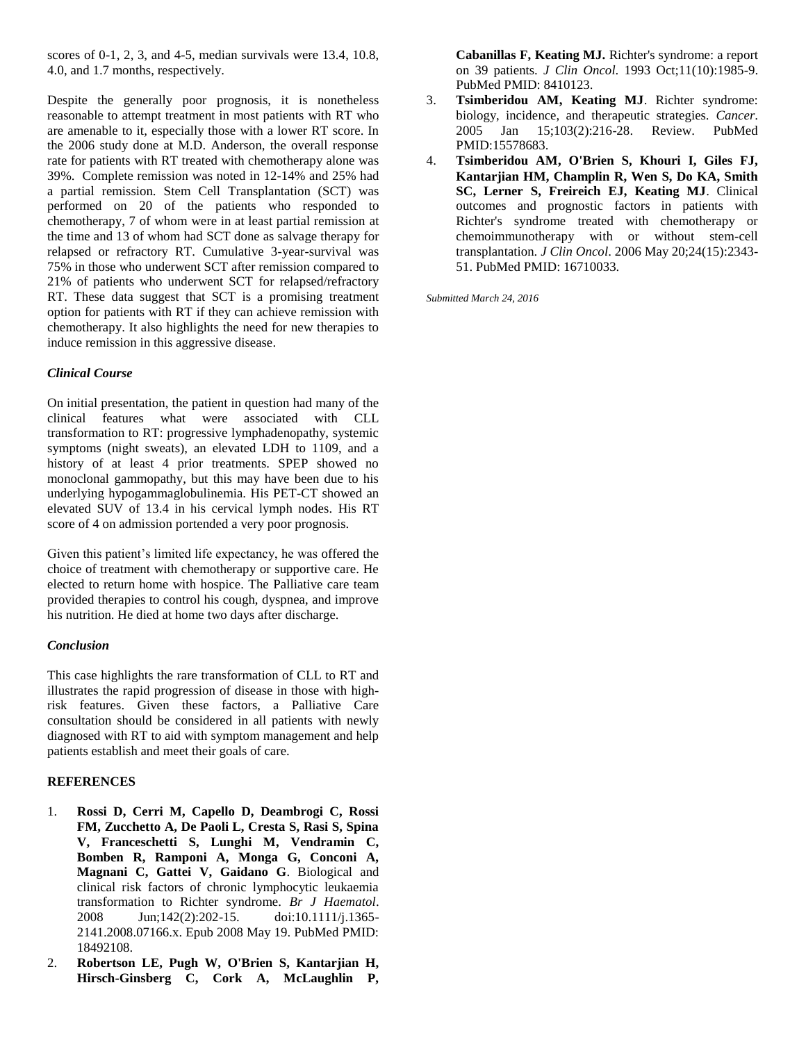scores of 0-1, 2, 3, and 4-5, median survivals were 13.4, 10.8, 4.0, and 1.7 months, respectively.

Despite the generally poor prognosis, it is nonetheless reasonable to attempt treatment in most patients with RT who are amenable to it, especially those with a lower RT score. In the 2006 study done at M.D. Anderson, the overall response rate for patients with RT treated with chemotherapy alone was 39%. Complete remission was noted in 12-14% and 25% had a partial remission. Stem Cell Transplantation (SCT) was performed on 20 of the patients who responded to chemotherapy, 7 of whom were in at least partial remission at the time and 13 of whom had SCT done as salvage therapy for relapsed or refractory RT. Cumulative 3-year-survival was 75% in those who underwent SCT after remission compared to 21% of patients who underwent SCT for relapsed/refractory RT. These data suggest that SCT is a promising treatment option for patients with RT if they can achieve remission with chemotherapy. It also highlights the need for new therapies to induce remission in this aggressive disease.

### *Clinical Course*

On initial presentation, the patient in question had many of the clinical features what were associated with CLL transformation to RT: progressive lymphadenopathy, systemic symptoms (night sweats), an elevated LDH to 1109, and a history of at least 4 prior treatments. SPEP showed no monoclonal gammopathy, but this may have been due to his underlying hypogammaglobulinemia. His PET-CT showed an elevated SUV of 13.4 in his cervical lymph nodes. His RT score of 4 on admission portended a very poor prognosis.

Given this patient's limited life expectancy, he was offered the choice of treatment with chemotherapy or supportive care. He elected to return home with hospice. The Palliative care team provided therapies to control his cough, dyspnea, and improve his nutrition. He died at home two days after discharge.

### *Conclusion*

This case highlights the rare transformation of CLL to RT and illustrates the rapid progression of disease in those with high-risk features. Given these factors, a Palliative Care consultation should be considered in all patients with newly diagnosed with RT to aid with symptom management and help patients establish and meet their goals of care.

## REFERENCES

1. **Rossi D, Cerri M, Capello D, Deambrogi C, Rossi FM, Zucchetto A, De Paoli L, Cresta S, Rasi S, Spina V, Franceschetti S, Lunghi M, Vendramin C, Bomben R, Ramponi A, Monga G, Conconi A, Magnani C, Gattei V, Gaidano G**. Biological and clinical risk factors of chronic lymphocytic leukaemia transformation to Richter syndrome. *Br J Haematol*. 2008 Jun;142(2):202-15. doi:10.1111/j.1365-2141.2008.07166.x. Epub 2008 May 19. PubMed PMID: 18492108.
2. **Robertson LE, Pugh W, O'Brien S, Kantarjian H, Hirsch-Ginsberg C, Cork A, McLaughlin P, Cabanillas F, Keating MJ.** Richter's syndrome: a report on 39 patients. *J Clin Oncol.* 1993 Oct;11(10):1985-9. PubMed PMID: 8410123.
3. **Tsimberidou AM, Keating MJ**. Richter syndrome: biology, incidence, and therapeutic strategies. *Cancer*. 2005 Jan 15;103(2):216-28. Review. PubMed PMID:15578683.
4. **Tsimberidou AM, O'Brien S, Khouri I, Giles FJ, Kantarjian HM, Champlin R, Wen S, Do KA, Smith SC, Lerner S, Freireich EJ, Keating MJ**. Clinical outcomes and prognostic factors in patients with Richter's syndrome treated with chemotherapy or chemoimmunotherapy with or without stem-cell transplantation. *J Clin Oncol*. 2006 May 20;24(15):2343-51. PubMed PMID: 16710033.

*Submitted March 24, 2016*